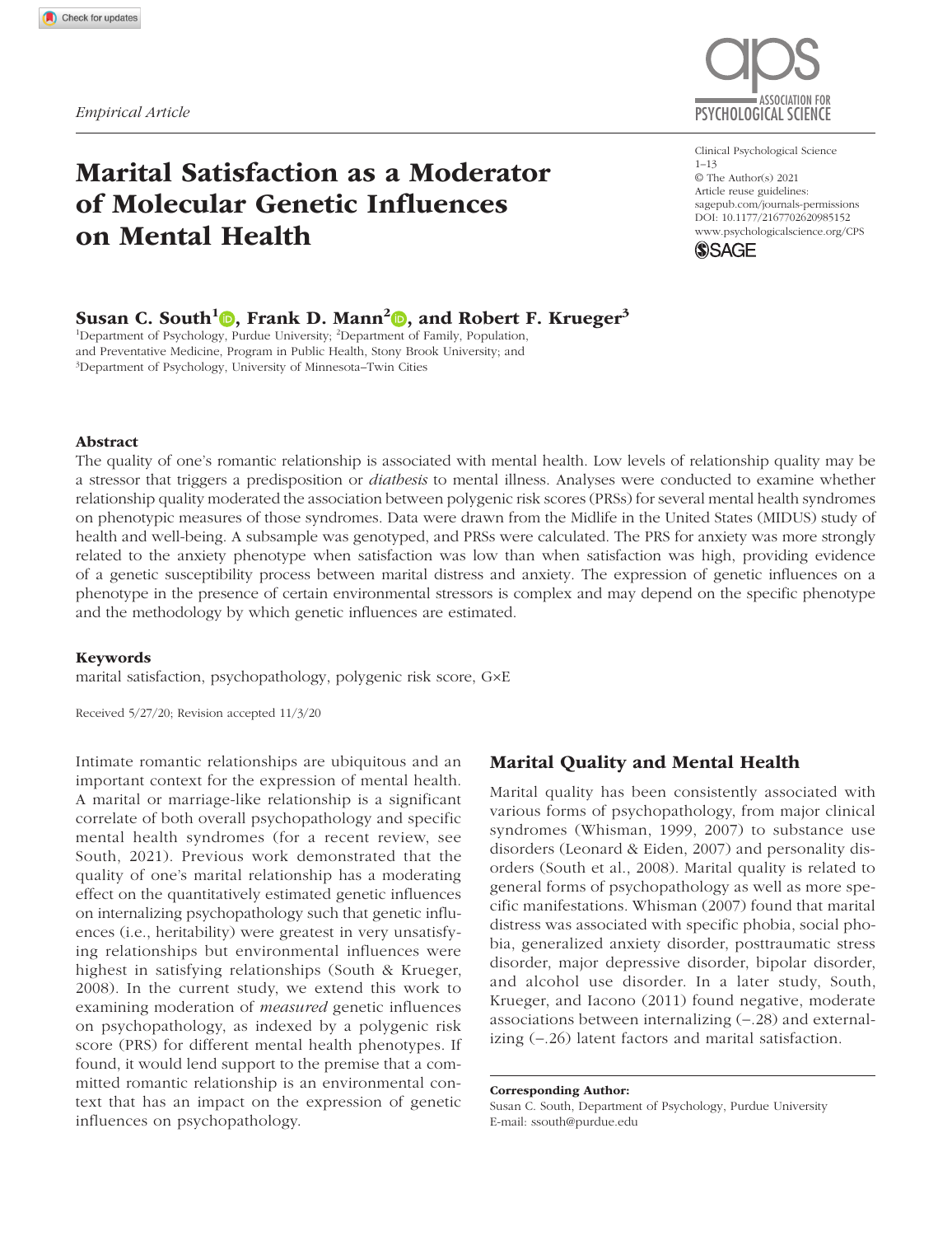*Empirical Article*

# Marital Satisfaction as a Moderator of Molecular Genetic Influences on Mental Health

Clinical Psychological Science
© The Author(s) 2021
Article reuse guidelines:
sagepub.com/journals-permissions
DOI: 10.1177/2167702620985152
www.psychologicalscience.org/CPS

**Susan C. South[1], Frank D. Mann[2], and Robert F. Krueger[3]**

[1]Department of Psychology, Purdue University; [2]Department of Family, Population, and Preventative Medicine, Program in Public Health, Stony Brook University; and [3]Department of Psychology, University of Minnesota–Twin Cities

### Abstract

The quality of one's romantic relationship is associated with mental health. Low levels of relationship quality may be a stressor that triggers a predisposition or *diathesis* to mental illness. Analyses were conducted to examine whether relationship quality moderated the association between polygenic risk scores (PRSs) for several mental health syndromes on phenotypic measures of those syndromes. Data were drawn from the Midlife in the United States (MIDUS) study of health and well-being. A subsample was genotyped, and PRSs were calculated. The PRS for anxiety was more strongly related to the anxiety phenotype when satisfaction was low than when satisfaction was high, providing evidence of a genetic susceptibility process between marital distress and anxiety. The expression of genetic influences on a phenotype in the presence of certain environmental stressors is complex and may depend on the specific phenotype and the methodology by which genetic influences are estimated.

### Keywords

marital satisfaction, psychopathology, polygenic risk score, G×E

Received 5/27/20; Revision accepted 11/3/20

Intimate romantic relationships are ubiquitous and an important context for the expression of mental health. A marital or marriage-like relationship is a significant correlate of both overall psychopathology and specific mental health syndromes (for a recent review, see South, 2021). Previous work demonstrated that the quality of one's marital relationship has a moderating effect on the quantitatively estimated genetic influences on internalizing psychopathology such that genetic influences (i.e., heritability) were greatest in very unsatisfying relationships but environmental influences were highest in satisfying relationships (South & Krueger, 2008). In the current study, we extend this work to examining moderation of *measured* genetic influences on psychopathology, as indexed by a polygenic risk score (PRS) for different mental health phenotypes. If found, it would lend support to the premise that a committed romantic relationship is an environmental context that has an impact on the expression of genetic influences on psychopathology.

## Marital Quality and Mental Health

Marital quality has been consistently associated with various forms of psychopathology, from major clinical syndromes (Whisman, 1999, 2007) to substance use disorders (Leonard & Eiden, 2007) and personality disorders (South et al., 2008). Marital quality is related to general forms of psychopathology as well as more specific manifestations. Whisman (2007) found that marital distress was associated with specific phobia, social phobia, generalized anxiety disorder, posttraumatic stress disorder, major depressive disorder, bipolar disorder, and alcohol use disorder. In a later study, South, Krueger, and Iacono (2011) found negative, moderate associations between internalizing (−.28) and externalizing (−.26) latent factors and marital satisfaction.

**Corresponding Author:**
Susan C. South, Department of Psychology, Purdue University
E-mail: ssouth@purdue.edu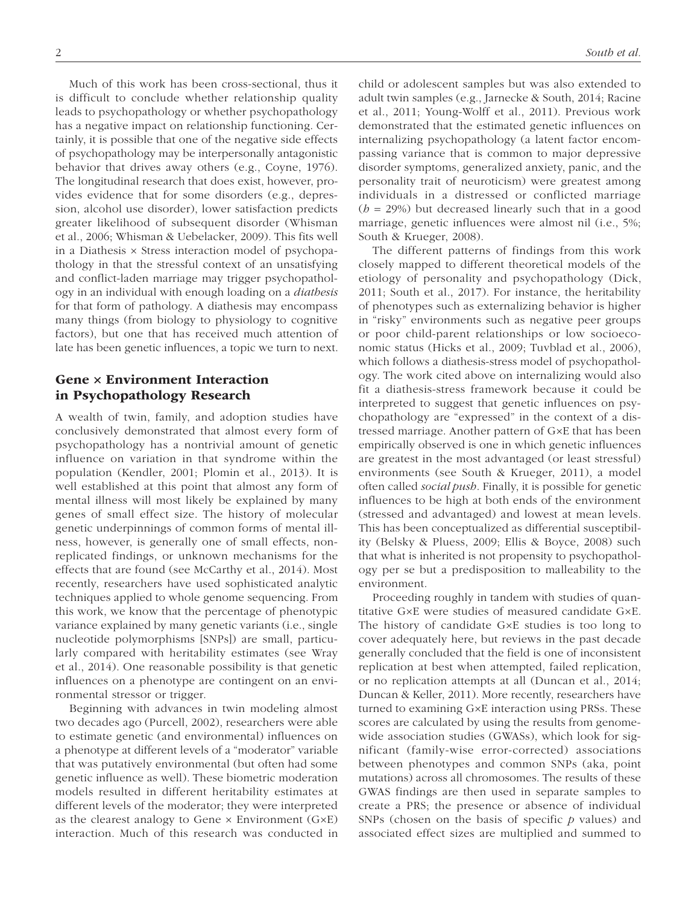Much of this work has been cross-sectional, thus it is difficult to conclude whether relationship quality leads to psychopathology or whether psychopathology has a negative impact on relationship functioning. Certainly, it is possible that one of the negative side effects of psychopathology may be interpersonally antagonistic behavior that drives away others (e.g., Coyne, 1976). The longitudinal research that does exist, however, provides evidence that for some disorders (e.g., depression, alcohol use disorder), lower satisfaction predicts greater likelihood of subsequent disorder (Whisman et al., 2006; Whisman & Uebelacker, 2009). This fits well in a Diathesis × Stress interaction model of psychopathology in that the stressful context of an unsatisfying and conflict-laden marriage may trigger psychopathology in an individual with enough loading on a *diathesis* for that form of pathology. A diathesis may encompass many things (from biology to physiology to cognitive factors), but one that has received much attention of late has been genetic influences, a topic we turn to next.

## Gene × Environment Interaction in Psychopathology Research

A wealth of twin, family, and adoption studies have conclusively demonstrated that almost every form of psychopathology has a nontrivial amount of genetic influence on variation in that syndrome within the population (Kendler, 2001; Plomin et al., 2013). It is well established at this point that almost any form of mental illness will most likely be explained by many genes of small effect size. The history of molecular genetic underpinnings of common forms of mental illness, however, is generally one of small effects, nonreplicated findings, or unknown mechanisms for the effects that are found (see McCarthy et al., 2014). Most recently, researchers have used sophisticated analytic techniques applied to whole genome sequencing. From this work, we know that the percentage of phenotypic variance explained by many genetic variants (i.e., single nucleotide polymorphisms [SNPs]) are small, particularly compared with heritability estimates (see Wray et al., 2014). One reasonable possibility is that genetic influences on a phenotype are contingent on an environmental stressor or trigger.

Beginning with advances in twin modeling almost two decades ago (Purcell, 2002), researchers were able to estimate genetic (and environmental) influences on a phenotype at different levels of a "moderator" variable that was putatively environmental (but often had some genetic influence as well). These biometric moderation models resulted in different heritability estimates at different levels of the moderator; they were interpreted as the clearest analogy to Gene × Environment (G×E) interaction. Much of this research was conducted in child or adolescent samples but was also extended to adult twin samples (e.g., Jarnecke & South, 2014; Racine et al., 2011; Young-Wolff et al., 2011). Previous work demonstrated that the estimated genetic influences on internalizing psychopathology (a latent factor encompassing variance that is common to major depressive disorder symptoms, generalized anxiety, panic, and the personality trait of neuroticism) were greatest among individuals in a distressed or conflicted marriage ($h$ = 29%) but decreased linearly such that in a good marriage, genetic influences were almost nil (i.e., 5%; South & Krueger, 2008).

The different patterns of findings from this work closely mapped to different theoretical models of the etiology of personality and psychopathology (Dick, 2011; South et al., 2017). For instance, the heritability of phenotypes such as externalizing behavior is higher in "risky" environments such as negative peer groups or poor child-parent relationships or low socioeconomic status (Hicks et al., 2009; Tuvblad et al., 2006), which follows a diathesis-stress model of psychopathology. The work cited above on internalizing would also fit a diathesis-stress framework because it could be interpreted to suggest that genetic influences on psychopathology are "expressed" in the context of a distressed marriage. Another pattern of G×E that has been empirically observed is one in which genetic influences are greatest in the most advantaged (or least stressful) environments (see South & Krueger, 2011), a model often called *social push*. Finally, it is possible for genetic influences to be high at both ends of the environment (stressed and advantaged) and lowest at mean levels. This has been conceptualized as differential susceptibility (Belsky & Pluess, 2009; Ellis & Boyce, 2008) such that what is inherited is not propensity to psychopathology per se but a predisposition to malleability to the environment.

Proceeding roughly in tandem with studies of quantitative G×E were studies of measured candidate G×E. The history of candidate G×E studies is too long to cover adequately here, but reviews in the past decade generally concluded that the field is one of inconsistent replication at best when attempted, failed replication, or no replication attempts at all (Duncan et al., 2014; Duncan & Keller, 2011). More recently, researchers have turned to examining G×E interaction using PRSs. These scores are calculated by using the results from genome-wide association studies (GWASs), which look for significant (family-wise error-corrected) associations between phenotypes and common SNPs (aka, point mutations) across all chromosomes. The results of these GWAS findings are then used in separate samples to create a PRS; the presence or absence of individual SNPs (chosen on the basis of specific $p$ values) and associated effect sizes are multiplied and summed to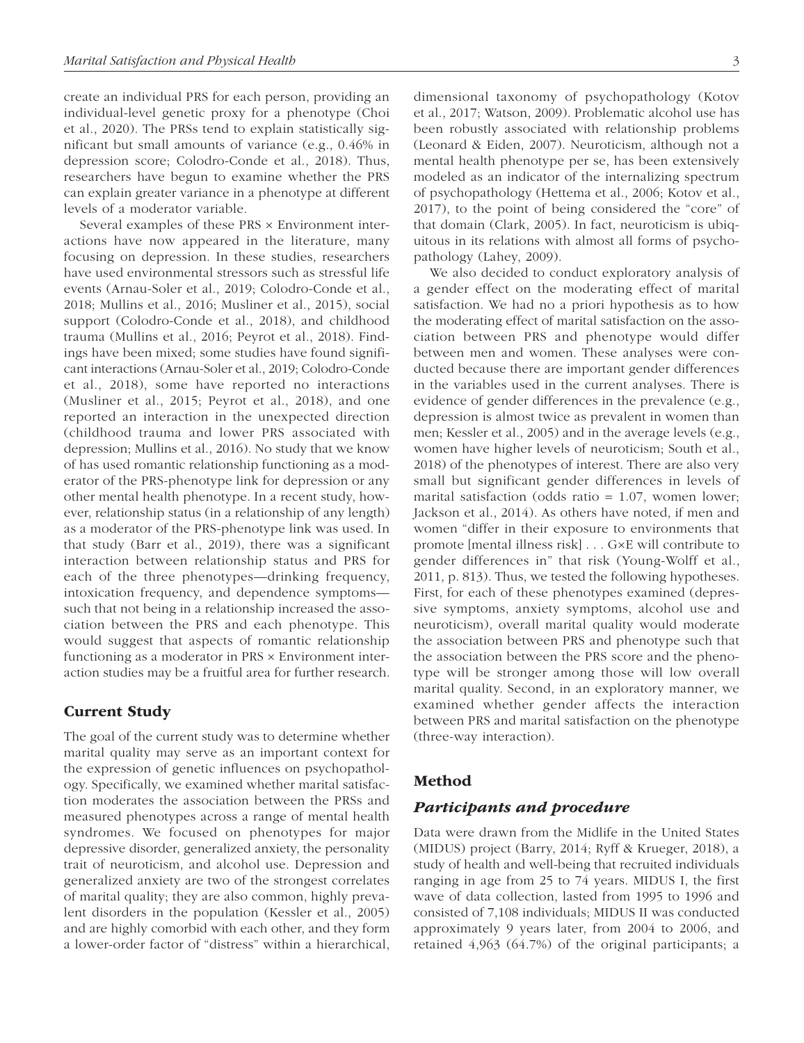create an individual PRS for each person, providing an individual-level genetic proxy for a phenotype (Choi et al., 2020). The PRSs tend to explain statistically significant but small amounts of variance (e.g., 0.46% in depression score; Colodro-Conde et al., 2018). Thus, researchers have begun to examine whether the PRS can explain greater variance in a phenotype at different levels of a moderator variable.

Several examples of these PRS × Environment interactions have now appeared in the literature, many focusing on depression. In these studies, researchers have used environmental stressors such as stressful life events (Arnau-Soler et al., 2019; Colodro-Conde et al., 2018; Mullins et al., 2016; Musliner et al., 2015), social support (Colodro-Conde et al., 2018), and childhood trauma (Mullins et al., 2016; Peyrot et al., 2018). Findings have been mixed; some studies have found significant interactions (Arnau-Soler et al., 2019; Colodro-Conde et al., 2018), some have reported no interactions (Musliner et al., 2015; Peyrot et al., 2018), and one reported an interaction in the unexpected direction (childhood trauma and lower PRS associated with depression; Mullins et al., 2016). No study that we know of has used romantic relationship functioning as a moderator of the PRS-phenotype link for depression or any other mental health phenotype. In a recent study, however, relationship status (in a relationship of any length) as a moderator of the PRS-phenotype link was used. In that study (Barr et al., 2019), there was a significant interaction between relationship status and PRS for each of the three phenotypes—drinking frequency, intoxication frequency, and dependence symptoms—such that not being in a relationship increased the association between the PRS and each phenotype. This would suggest that aspects of romantic relationship functioning as a moderator in PRS × Environment interaction studies may be a fruitful area for further research.

## Current Study

The goal of the current study was to determine whether marital quality may serve as an important context for the expression of genetic influences on psychopathology. Specifically, we examined whether marital satisfaction moderates the association between the PRSs and measured phenotypes across a range of mental health syndromes. We focused on phenotypes for major depressive disorder, generalized anxiety, the personality trait of neuroticism, and alcohol use. Depression and generalized anxiety are two of the strongest correlates of marital quality; they are also common, highly prevalent disorders in the population (Kessler et al., 2005) and are highly comorbid with each other, and they form a lower-order factor of "distress" within a hierarchical, dimensional taxonomy of psychopathology (Kotov et al., 2017; Watson, 2009). Problematic alcohol use has been robustly associated with relationship problems (Leonard & Eiden, 2007). Neuroticism, although not a mental health phenotype per se, has been extensively modeled as an indicator of the internalizing spectrum of psychopathology (Hettema et al., 2006; Kotov et al., 2017), to the point of being considered the "core" of that domain (Clark, 2005). In fact, neuroticism is ubiquitous in its relations with almost all forms of psychopathology (Lahey, 2009).

We also decided to conduct exploratory analysis of a gender effect on the moderating effect of marital satisfaction. We had no a priori hypothesis as to how the moderating effect of marital satisfaction on the association between PRS and phenotype would differ between men and women. These analyses were conducted because there are important gender differences in the variables used in the current analyses. There is evidence of gender differences in the prevalence (e.g., depression is almost twice as prevalent in women than men; Kessler et al., 2005) and in the average levels (e.g., women have higher levels of neuroticism; South et al., 2018) of the phenotypes of interest. There are also very small but significant gender differences in levels of marital satisfaction (odds ratio = 1.07, women lower; Jackson et al., 2014). As others have noted, if men and women "differ in their exposure to environments that promote [mental illness risk] . . . G×E will contribute to gender differences in" that risk (Young-Wolff et al., 2011, p. 813). Thus, we tested the following hypotheses. First, for each of these phenotypes examined (depressive symptoms, anxiety symptoms, alcohol use and neuroticism), overall marital quality would moderate the association between PRS and phenotype such that the association between the PRS score and the phenotype will be stronger among those will low overall marital quality. Second, in an exploratory manner, we examined whether gender affects the interaction between PRS and marital satisfaction on the phenotype (three-way interaction).

## Method

### Participants and procedure

Data were drawn from the Midlife in the United States (MIDUS) project (Barry, 2014; Ryff & Krueger, 2018), a study of health and well-being that recruited individuals ranging in age from 25 to 74 years. MIDUS I, the first wave of data collection, lasted from 1995 to 1996 and consisted of 7,108 individuals; MIDUS II was conducted approximately 9 years later, from 2004 to 2006, and retained 4,963 (64.7%) of the original participants; a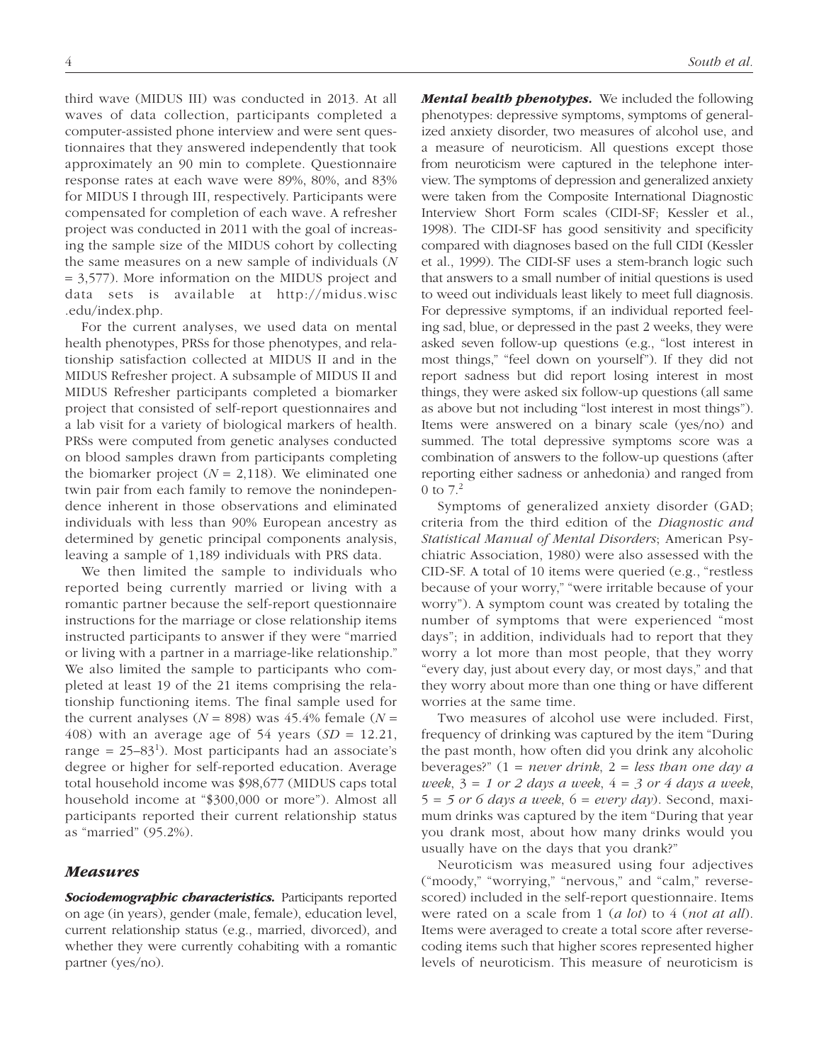third wave (MIDUS III) was conducted in 2013. At all waves of data collection, participants completed a computer-assisted phone interview and were sent questionnaires that they answered independently that took approximately an 90 min to complete. Questionnaire response rates at each wave were 89%, 80%, and 83% for MIDUS I through III, respectively. Participants were compensated for completion of each wave. A refresher project was conducted in 2011 with the goal of increasing the sample size of the MIDUS cohort by collecting the same measures on a new sample of individuals ($N$ = 3,577). More information on the MIDUS project and data sets is available at http://midus.wisc.edu/index.php.

For the current analyses, we used data on mental health phenotypes, PRSs for those phenotypes, and relationship satisfaction collected at MIDUS II and in the MIDUS Refresher project. A subsample of MIDUS II and MIDUS Refresher participants completed a biomarker project that consisted of self-report questionnaires and a lab visit for a variety of biological markers of health. PRSs were computed from genetic analyses conducted on blood samples drawn from participants completing the biomarker project ($N$ = 2,118). We eliminated one twin pair from each family to remove the nonindependence inherent in those observations and eliminated individuals with less than 90% European ancestry as determined by genetic principal components analysis, leaving a sample of 1,189 individuals with PRS data.

We then limited the sample to individuals who reported being currently married or living with a romantic partner because the self-report questionnaire instructions for the marriage or close relationship items instructed participants to answer if they were "married or living with a partner in a marriage-like relationship." We also limited the sample to participants who completed at least 19 of the 21 items comprising the relationship functioning items. The final sample used for the current analyses ($N$ = 898) was 45.4% female ($N$ = 408) with an average age of 54 years ($SD$ = 12.21, range = 25–83[1]). Most participants had an associate's degree or higher for self-reported education. Average total household income was $98,677 (MIDUS caps total household income at "$300,000 or more"). Almost all participants reported their current relationship status as "married" (95.2%).

## Measures

***Sociodemographic characteristics.*** Participants reported on age (in years), gender (male, female), education level, current relationship status (e.g., married, divorced), and whether they were currently cohabiting with a romantic partner (yes/no).

***Mental health phenotypes.*** We included the following phenotypes: depressive symptoms, symptoms of generalized anxiety disorder, two measures of alcohol use, and a measure of neuroticism. All questions except those from neuroticism were captured in the telephone interview. The symptoms of depression and generalized anxiety were taken from the Composite International Diagnostic Interview Short Form scales (CIDI-SF; Kessler et al., 1998). The CIDI-SF has good sensitivity and specificity compared with diagnoses based on the full CIDI (Kessler et al., 1999). The CIDI-SF uses a stem-branch logic such that answers to a small number of initial questions is used to weed out individuals least likely to meet full diagnosis. For depressive symptoms, if an individual reported feeling sad, blue, or depressed in the past 2 weeks, they were asked seven follow-up questions (e.g., "lost interest in most things," "feel down on yourself"). If they did not report sadness but did report losing interest in most things, they were asked six follow-up questions (all same as above but not including "lost interest in most things"). Items were answered on a binary scale (yes/no) and summed. The total depressive symptoms score was a combination of answers to the follow-up questions (after reporting either sadness or anhedonia) and ranged from 0 to 7.[2]

Symptoms of generalized anxiety disorder (GAD; criteria from the third edition of the *Diagnostic and Statistical Manual of Mental Disorders*; American Psychiatric Association, 1980) were also assessed with the CID-SF. A total of 10 items were queried (e.g., "restless because of your worry," "were irritable because of your worry"). A symptom count was created by totaling the number of symptoms that were experienced "most days"; in addition, individuals had to report that they worry a lot more than most people, that they worry "every day, just about every day, or most days," and that they worry about more than one thing or have different worries at the same time.

Two measures of alcohol use were included. First, frequency of drinking was captured by the item "During the past month, how often did you drink any alcoholic beverages?" (1 = *never drink*, 2 = *less than one day a week*, 3 = *1 or 2 days a week*, 4 = *3 or 4 days a week*, 5 = *5 or 6 days a week*, 6 = *every day*). Second, maximum drinks was captured by the item "During that year you drank most, about how many drinks would you usually have on the days that you drank?"

Neuroticism was measured using four adjectives ("moody," "worrying," "nervous," and "calm," reverse-scored) included in the self-report questionnaire. Items were rated on a scale from 1 (*a lot*) to 4 (*not at all*). Items were averaged to create a total score after reverse-coding items such that higher scores represented higher levels of neuroticism. This measure of neuroticism is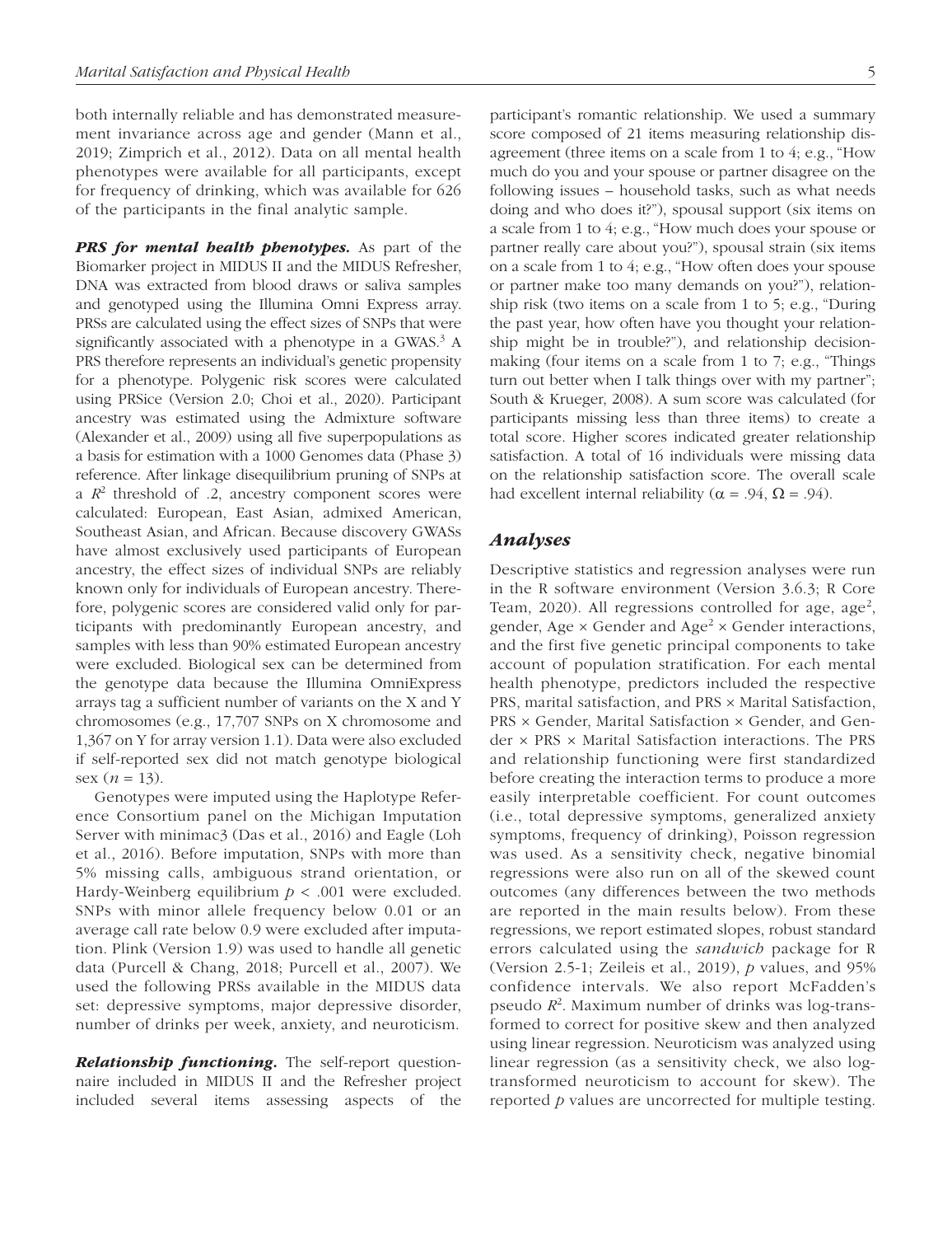both internally reliable and has demonstrated measurement invariance across age and gender (Mann et al., 2019; Zimprich et al., 2012). Data on all mental health phenotypes were available for all participants, except for frequency of drinking, which was available for 626 of the participants in the final analytic sample.

***PRS for mental health phenotypes.*** As part of the Biomarker project in MIDUS II and the MIDUS Refresher, DNA was extracted from blood draws or saliva samples and genotyped using the Illumina Omni Express array. PRSs are calculated using the effect sizes of SNPs that were significantly associated with a phenotype in a GWAS.[3] A PRS therefore represents an individual's genetic propensity for a phenotype. Polygenic risk scores were calculated using PRSice (Version 2.0; Choi et al., 2020). Participant ancestry was estimated using the Admixture software (Alexander et al., 2009) using all five superpopulations as a basis for estimation with a 1000 Genomes data (Phase 3) reference. After linkage disequilibrium pruning of SNPs at a $R^2$ threshold of .2, ancestry component scores were calculated: European, East Asian, admixed American, Southeast Asian, and African. Because discovery GWASs have almost exclusively used participants of European ancestry, the effect sizes of individual SNPs are reliably known only for individuals of European ancestry. Therefore, polygenic scores are considered valid only for participants with predominantly European ancestry, and samples with less than 90% estimated European ancestry were excluded. Biological sex can be determined from the genotype data because the Illumina OmniExpress arrays tag a sufficient number of variants on the X and Y chromosomes (e.g., 17,707 SNPs on X chromosome and 1,367 on Y for array version 1.1). Data were also excluded if self-reported sex did not match genotype biological sex ($n$ = 13).

Genotypes were imputed using the Haplotype Reference Consortium panel on the Michigan Imputation Server with minimac3 (Das et al., 2016) and Eagle (Loh et al., 2016). Before imputation, SNPs with more than 5% missing calls, ambiguous strand orientation, or Hardy-Weinberg equilibrium $p < .001$ were excluded. SNPs with minor allele frequency below 0.01 or an average call rate below 0.9 were excluded after imputation. Plink (Version 1.9) was used to handle all genetic data (Purcell & Chang, 2018; Purcell et al., 2007). We used the following PRSs available in the MIDUS data set: depressive symptoms, major depressive disorder, number of drinks per week, anxiety, and neuroticism.

***Relationship functioning.*** The self-report questionnaire included in MIDUS II and the Refresher project included several items assessing aspects of the participant's romantic relationship. We used a summary score composed of 21 items measuring relationship disagreement (three items on a scale from 1 to 4; e.g., "How much do you and your spouse or partner disagree on the following issues – household tasks, such as what needs doing and who does it?"), spousal support (six items on a scale from 1 to 4; e.g., "How much does your spouse or partner really care about you?"), spousal strain (six items on a scale from 1 to 4; e.g., "How often does your spouse or partner make too many demands on you?"), relationship risk (two items on a scale from 1 to 5; e.g., "During the past year, how often have you thought your relationship might be in trouble?"), and relationship decision-making (four items on a scale from 1 to 7; e.g., "Things turn out better when I talk things over with my partner"; South & Krueger, 2008). A sum score was calculated (for participants missing less than three items) to create a total score. Higher scores indicated greater relationship satisfaction. A total of 16 individuals were missing data on the relationship satisfaction score. The overall scale had excellent internal reliability ($\alpha$ = .94, $\Omega$ = .94).

## *Analyses*

Descriptive statistics and regression analyses were run in the R software environment (Version 3.6.3; R Core Team, 2020). All regressions controlled for age, age$^2$, gender, Age × Gender and Age$^2$ × Gender interactions, and the first five genetic principal components to take account of population stratification. For each mental health phenotype, predictors included the respective PRS, marital satisfaction, and PRS × Marital Satisfaction, PRS × Gender, Marital Satisfaction × Gender, and Gender × PRS × Marital Satisfaction interactions. The PRS and relationship functioning were first standardized before creating the interaction terms to produce a more easily interpretable coefficient. For count outcomes (i.e., total depressive symptoms, generalized anxiety symptoms, frequency of drinking), Poisson regression was used. As a sensitivity check, negative binomial regressions were also run on all of the skewed count outcomes (any differences between the two methods are reported in the main results below). From these regressions, we report estimated slopes, robust standard errors calculated using the *sandwich* package for R (Version 2.5-1; Zeileis et al., 2019), $p$ values, and 95% confidence intervals. We also report McFadden's pseudo $R^2$. Maximum number of drinks was log-transformed to correct for positive skew and then analyzed using linear regression. Neuroticism was analyzed using linear regression (as a sensitivity check, we also log-transformed neuroticism to account for skew). The reported $p$ values are uncorrected for multiple testing.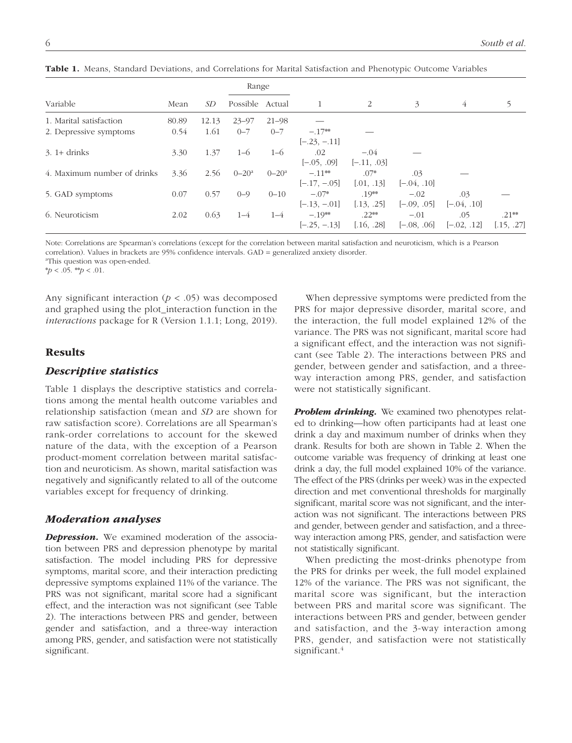**Table 1.** Means, Standard Deviations, and Correlations for Marital Satisfaction and Phenotypic Outcome Variables

| Variable | Mean | *SD* | Range | | 1 | 2 | 3 | 4 | 5 |
|---|---|---|---|---|---|---|---|---|---|
| | | | Possible | Actual | | | | | |
| 1. Marital satisfaction | 80.89 | 12.13 | 23–97 | 21–98 | — | | | | |
| 2. Depressive symptoms | 0.54 | 1.61 | 0–7 | 0–7 | −.17** [−.23, −.11] | — | | | |
| 3. 1+ drinks | 3.30 | 1.37 | 1–6 | 1–6 | .02 [−.05, .09] | −.04 [−.11, .03] | — | | |
| 4. Maximum number of drinks | 3.36 | 2.56 | 0–20[a] | 0–20[a] | −.11** [−.17, −.05] | .07* [.01, .13] | .03 [−.04, .10] | — | |
| 5. GAD symptoms | 0.07 | 0.57 | 0–9 | 0–10 | −.07* [−.13, −.01] | .19** [.13, .25] | −.02 [−.09, .05] | .03 [−.04, .10] | — |
| 6. Neuroticism | 2.02 | 0.63 | 1–4 | 1–4 | −.19** [−.25, −.13] | .22** [.16, .28] | −.01 [−.08, .06] | .05 [−.02, .12] | .21** [.15, .27] |

Note: Correlations are Spearman's correlations (except for the correlation between marital satisfaction and neuroticism, which is a Pearson correlation). Values in brackets are 95% confidence intervals. GAD = generalized anxiety disorder.
[a]This question was open-ended.
*$p < .05$. **$p < .01$.

Any significant interaction ($p < .05$) was decomposed and graphed using the plot_interaction function in the *interactions* package for R (Version 1.1.1; Long, 2019).

## Results

### *Descriptive statistics*

Table 1 displays the descriptive statistics and correlations among the mental health outcome variables and relationship satisfaction (mean and *SD* are shown for raw satisfaction score). Correlations are all Spearman's rank-order correlations to account for the skewed nature of the data, with the exception of a Pearson product-moment correlation between marital satisfaction and neuroticism. As shown, marital satisfaction was negatively and significantly related to all of the outcome variables except for frequency of drinking.

### *Moderation analyses*

***Depression.*** We examined moderation of the association between PRS and depression phenotype by marital satisfaction. The model including PRS for depressive symptoms, marital score, and their interaction predicting depressive symptoms explained 11% of the variance. The PRS was not significant, marital score had a significant effect, and the interaction was not significant (see Table 2). The interactions between PRS and gender, between gender and satisfaction, and a three-way interaction among PRS, gender, and satisfaction were not statistically significant.

When depressive symptoms were predicted from the PRS for major depressive disorder, marital score, and the interaction, the full model explained 12% of the variance. The PRS was not significant, marital score had a significant effect, and the interaction was not significant (see Table 2). The interactions between PRS and gender, between gender and satisfaction, and a three-way interaction among PRS, gender, and satisfaction were not statistically significant.

***Problem drinking.*** We examined two phenotypes related to drinking—how often participants had at least one drink a day and maximum number of drinks when they drank. Results for both are shown in Table 2. When the outcome variable was frequency of drinking at least one drink a day, the full model explained 10% of the variance. The effect of the PRS (drinks per week) was in the expected direction and met conventional thresholds for marginally significant, marital score was not significant, and the interaction was not significant. The interactions between PRS and gender, between gender and satisfaction, and a three-way interaction among PRS, gender, and satisfaction were not statistically significant.

When predicting the most-drinks phenotype from the PRS for drinks per week, the full model explained 12% of the variance. The PRS was not significant, the marital score was significant, but the interaction between PRS and marital score was significant. The interactions between PRS and gender, between gender and satisfaction, and the 3-way interaction among PRS, gender, and satisfaction were not statistically significant.[4]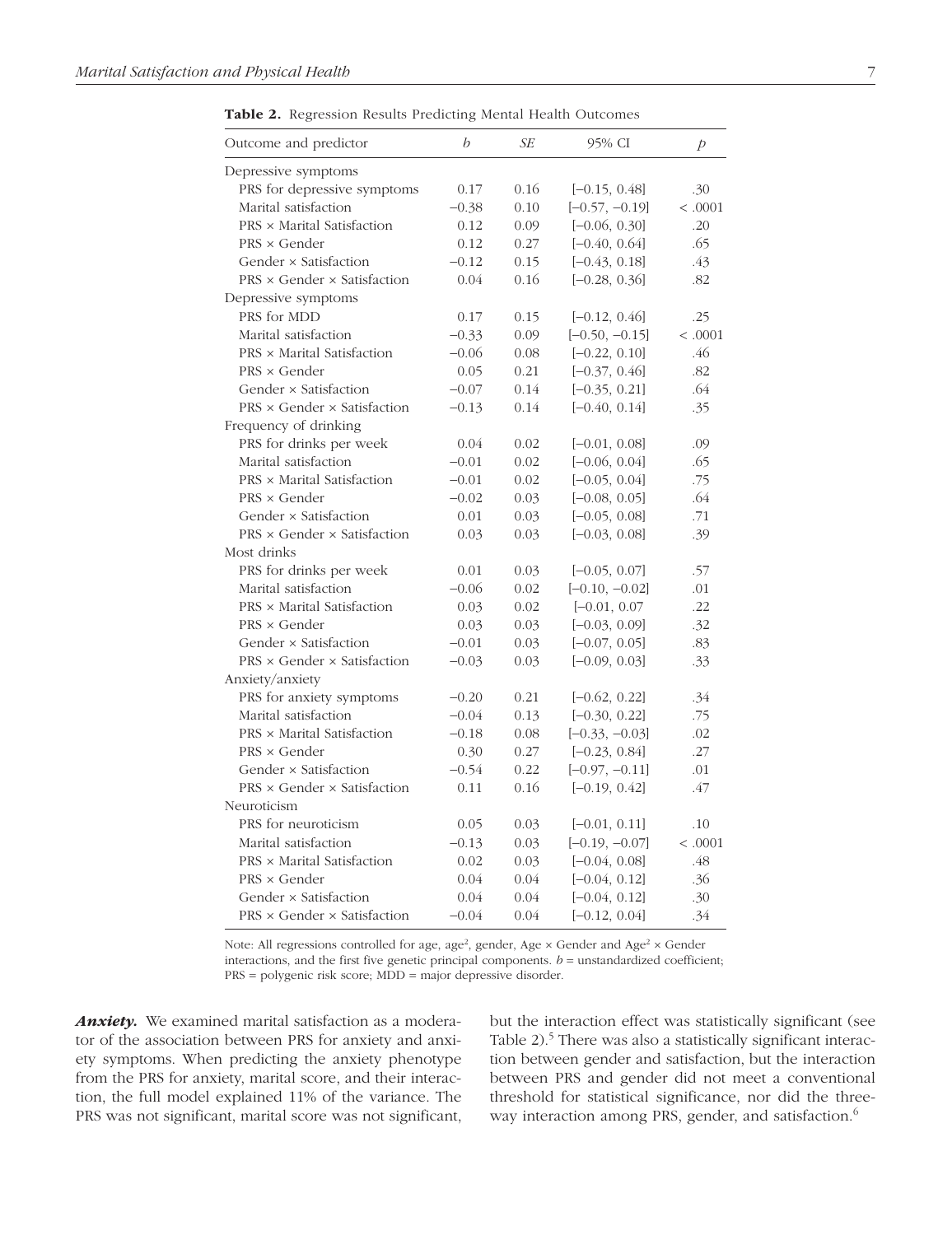**Table 2.** Regression Results Predicting Mental Health Outcomes

| Outcome and predictor | *b* | *SE* | 95% CI | *p* |
|---|---|---|---|---|
| Depressive symptoms | | | | |
| PRS for depressive symptoms | 0.17 | 0.16 | [−0.15, 0.48] | .30 |
| Marital satisfaction | −0.38 | 0.10 | [−0.57, −0.19] | < .0001 |
| PRS × Marital Satisfaction | 0.12 | 0.09 | [−0.06, 0.30] | .20 |
| PRS × Gender | 0.12 | 0.27 | [−0.40, 0.64] | .65 |
| Gender × Satisfaction | −0.12 | 0.15 | [−0.43, 0.18] | .43 |
| PRS × Gender × Satisfaction | 0.04 | 0.16 | [−0.28, 0.36] | .82 |
| Depressive symptoms | | | | |
| PRS for MDD | 0.17 | 0.15 | [−0.12, 0.46] | .25 |
| Marital satisfaction | −0.33 | 0.09 | [−0.50, −0.15] | < .0001 |
| PRS × Marital Satisfaction | −0.06 | 0.08 | [−0.22, 0.10] | .46 |
| PRS × Gender | 0.05 | 0.21 | [−0.37, 0.46] | .82 |
| Gender × Satisfaction | −0.07 | 0.14 | [−0.35, 0.21] | .64 |
| PRS × Gender × Satisfaction | −0.13 | 0.14 | [−0.40, 0.14] | .35 |
| Frequency of drinking | | | | |
| PRS for drinks per week | 0.04 | 0.02 | [−0.01, 0.08] | .09 |
| Marital satisfaction | −0.01 | 0.02 | [−0.06, 0.04] | .65 |
| PRS × Marital Satisfaction | −0.01 | 0.02 | [−0.05, 0.04] | .75 |
| PRS × Gender | −0.02 | 0.03 | [−0.08, 0.05] | .64 |
| Gender × Satisfaction | 0.01 | 0.03 | [−0.05, 0.08] | .71 |
| PRS × Gender × Satisfaction | 0.03 | 0.03 | [−0.03, 0.08] | .39 |
| Most drinks | | | | |
| PRS for drinks per week | 0.01 | 0.03 | [−0.05, 0.07] | .57 |
| Marital satisfaction | −0.06 | 0.02 | [−0.10, −0.02] | .01 |
| PRS × Marital Satisfaction | 0.03 | 0.02 | [−0.01, 0.07 | .22 |
| PRS × Gender | 0.03 | 0.03 | [−0.03, 0.09] | .32 |
| Gender × Satisfaction | −0.01 | 0.03 | [−0.07, 0.05] | .83 |
| PRS × Gender × Satisfaction | −0.03 | 0.03 | [−0.09, 0.03] | .33 |
| Anxiety/anxiety | | | | |
| PRS for anxiety symptoms | −0.20 | 0.21 | [−0.62, 0.22] | .34 |
| Marital satisfaction | −0.04 | 0.13 | [−0.30, 0.22] | .75 |
| PRS × Marital Satisfaction | −0.18 | 0.08 | [−0.33, −0.03] | .02 |
| PRS × Gender | 0.30 | 0.27 | [−0.23, 0.84] | .27 |
| Gender × Satisfaction | −0.54 | 0.22 | [−0.97, −0.11] | .01 |
| PRS × Gender × Satisfaction | 0.11 | 0.16 | [−0.19, 0.42] | .47 |
| Neuroticism | | | | |
| PRS for neuroticism | 0.05 | 0.03 | [−0.01, 0.11] | .10 |
| Marital satisfaction | −0.13 | 0.03 | [−0.19, −0.07] | < .0001 |
| PRS × Marital Satisfaction | 0.02 | 0.03 | [−0.04, 0.08] | .48 |
| PRS × Gender | 0.04 | 0.04 | [−0.04, 0.12] | .36 |
| Gender × Satisfaction | 0.04 | 0.04 | [−0.04, 0.12] | .30 |
| PRS × Gender × Satisfaction | −0.04 | 0.04 | [−0.12, 0.04] | .34 |

Note: All regressions controlled for age, age$^2$, gender, Age × Gender and Age$^2$ × Gender interactions, and the first five genetic principal components. *b* = unstandardized coefficient; PRS = polygenic risk score; MDD = major depressive disorder.

***Anxiety.*** We examined marital satisfaction as a moderator of the association between PRS for anxiety and anxiety symptoms. When predicting the anxiety phenotype from the PRS for anxiety, marital score, and their interaction, the full model explained 11% of the variance. The PRS was not significant, marital score was not significant, but the interaction effect was statistically significant (see Table 2).[5] There was also a statistically significant interaction between gender and satisfaction, but the interaction between PRS and gender did not meet a conventional threshold for statistical significance, nor did the three-way interaction among PRS, gender, and satisfaction.[6]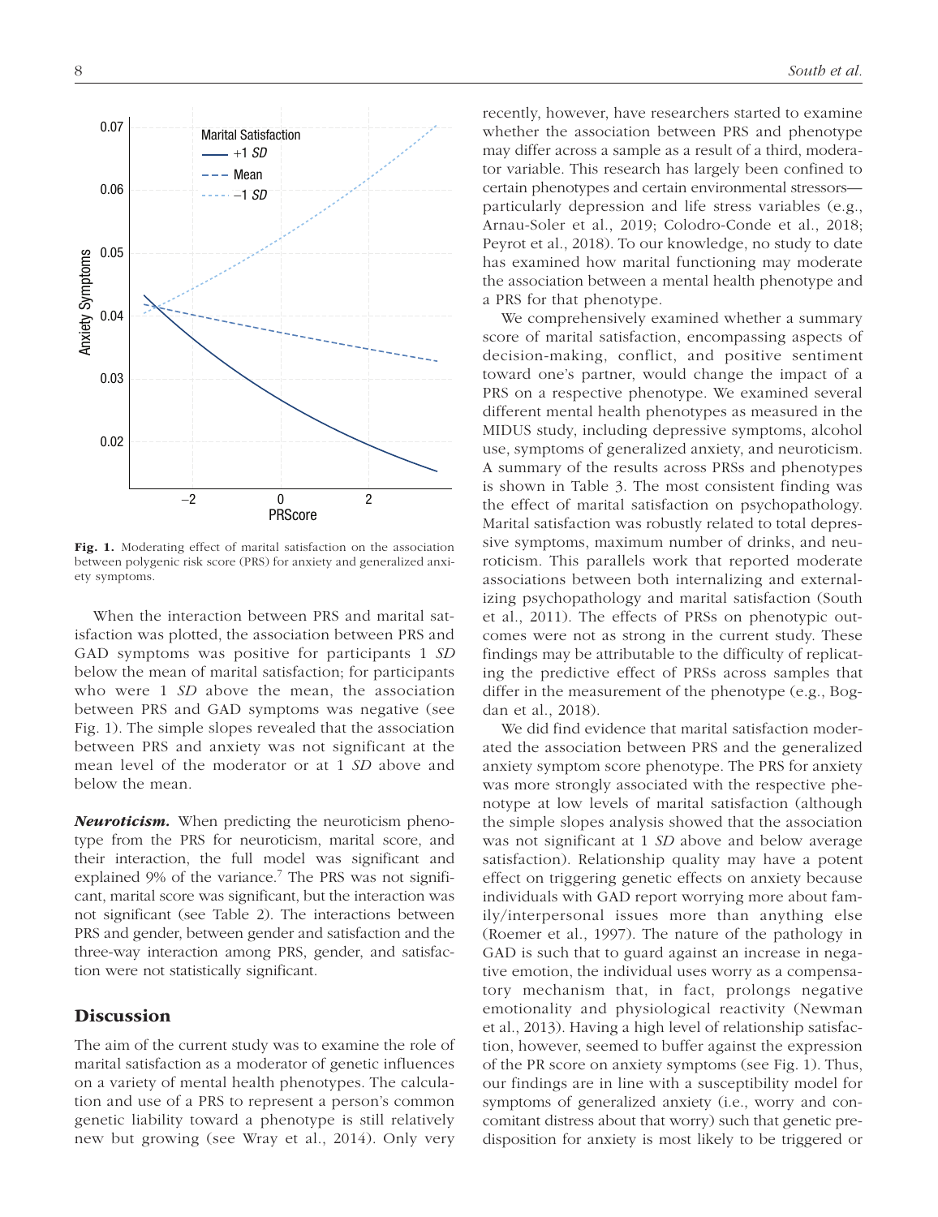**Fig. 1.** Moderating effect of marital satisfaction on the association between polygenic risk score (PRS) for anxiety and generalized anxiety symptoms.

When the interaction between PRS and marital satisfaction was plotted, the association between PRS and GAD symptoms was positive for participants 1 *SD* below the mean of marital satisfaction; for participants who were 1 *SD* above the mean, the association between PRS and GAD symptoms was negative (see Fig. 1). The simple slopes revealed that the association between PRS and anxiety was not significant at the mean level of the moderator or at 1 *SD* above and below the mean.

***Neuroticism.*** When predicting the neuroticism phenotype from the PRS for neuroticism, marital score, and their interaction, the full model was significant and explained 9% of the variance.[7] The PRS was not significant, marital score was significant, but the interaction was not significant (see Table 2). The interactions between PRS and gender, between gender and satisfaction and the three-way interaction among PRS, gender, and satisfaction were not statistically significant.

## Discussion

The aim of the current study was to examine the role of marital satisfaction as a moderator of genetic influences on a variety of mental health phenotypes. The calculation and use of a PRS to represent a person's common genetic liability toward a phenotype is still relatively new but growing (see Wray et al., 2014). Only very recently, however, have researchers started to examine whether the association between PRS and phenotype may differ across a sample as a result of a third, moderator variable. This research has largely been confined to certain phenotypes and certain environmental stressors—particularly depression and life stress variables (e.g., Arnau-Soler et al., 2019; Colodro-Conde et al., 2018; Peyrot et al., 2018). To our knowledge, no study to date has examined how marital functioning may moderate the association between a mental health phenotype and a PRS for that phenotype.

We comprehensively examined whether a summary score of marital satisfaction, encompassing aspects of decision-making, conflict, and positive sentiment toward one's partner, would change the impact of a PRS on a respective phenotype. We examined several different mental health phenotypes as measured in the MIDUS study, including depressive symptoms, alcohol use, symptoms of generalized anxiety, and neuroticism. A summary of the results across PRSs and phenotypes is shown in Table 3. The most consistent finding was the effect of marital satisfaction on psychopathology. Marital satisfaction was robustly related to total depressive symptoms, maximum number of drinks, and neuroticism. This parallels work that reported moderate associations between both internalizing and externalizing psychopathology and marital satisfaction (South et al., 2011). The effects of PRSs on phenotypic outcomes were not as strong in the current study. These findings may be attributable to the difficulty of replicating the predictive effect of PRSs across samples that differ in the measurement of the phenotype (e.g., Bogdan et al., 2018).

We did find evidence that marital satisfaction moderated the association between PRS and the generalized anxiety symptom score phenotype. The PRS for anxiety was more strongly associated with the respective phenotype at low levels of marital satisfaction (although the simple slopes analysis showed that the association was not significant at 1 *SD* above and below average satisfaction). Relationship quality may have a potent effect on triggering genetic effects on anxiety because individuals with GAD report worrying more about family/interpersonal issues more than anything else (Roemer et al., 1997). The nature of the pathology in GAD is such that to guard against an increase in negative emotion, the individual uses worry as a compensatory mechanism that, in fact, prolongs negative emotionality and physiological reactivity (Newman et al., 2013). Having a high level of relationship satisfaction, however, seemed to buffer against the expression of the PR score on anxiety symptoms (see Fig. 1). Thus, our findings are in line with a susceptibility model for symptoms of generalized anxiety (i.e., worry and concomitant distress about that worry) such that genetic predisposition for anxiety is most likely to be triggered or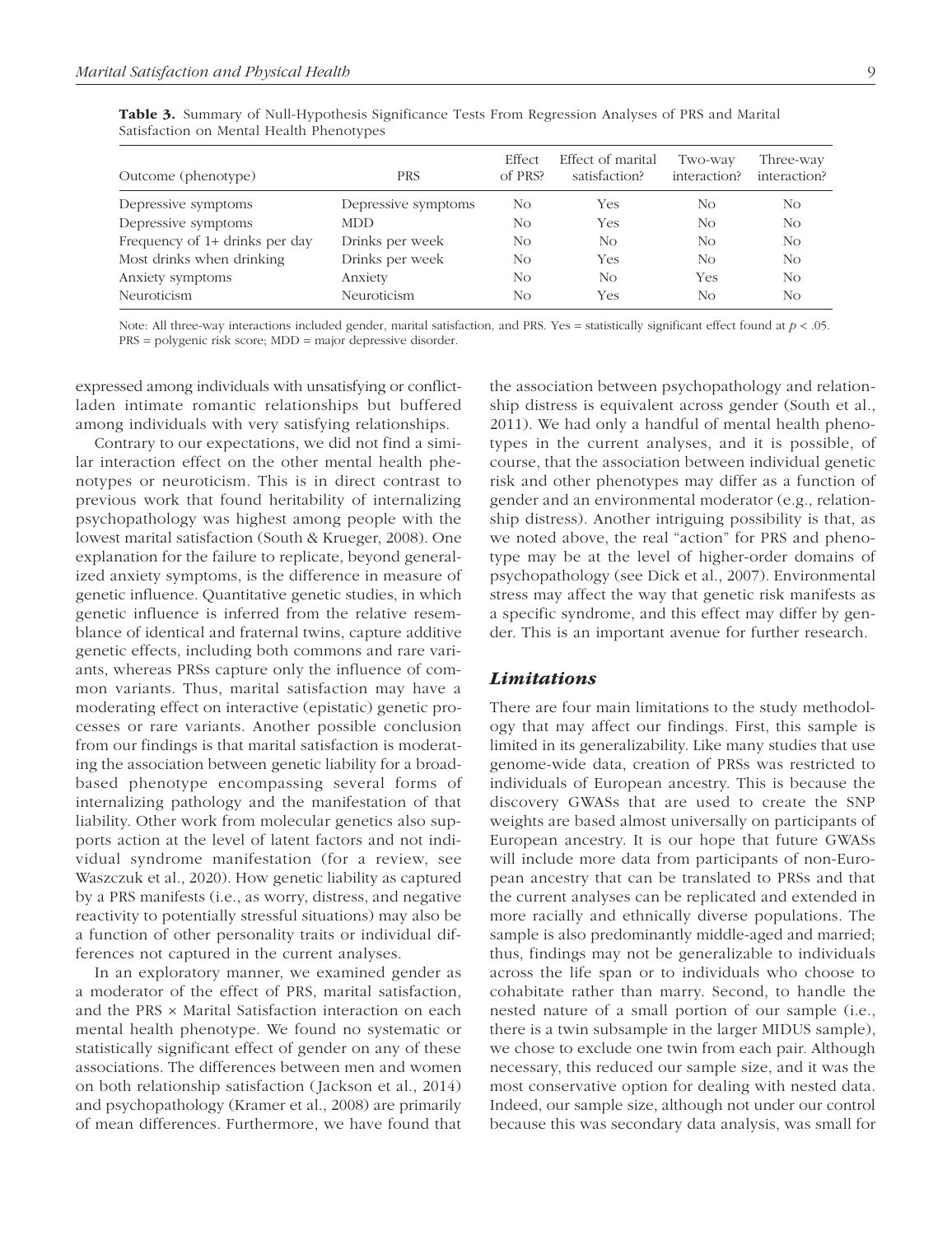**Table 3.** Summary of Null-Hypothesis Significance Tests From Regression Analyses of PRS and Marital Satisfaction on Mental Health Phenotypes

| Outcome (phenotype) | PRS | Effect of PRS? | Effect of marital satisfaction? | Two-way interaction? | Three-way interaction? |
|---|---|---|---|---|---|
| Depressive symptoms | Depressive symptoms | No | Yes | No | No |
| Depressive symptoms | MDD | No | Yes | No | No |
| Frequency of 1+ drinks per day | Drinks per week | No | No | No | No |
| Most drinks when drinking | Drinks per week | No | Yes | No | No |
| Anxiety symptoms | Anxiety | No | No | Yes | No |
| Neuroticism | Neuroticism | No | Yes | No | No |

Note: All three-way interactions included gender, marital satisfaction, and PRS. Yes = statistically significant effect found at $p < .05$. PRS = polygenic risk score; MDD = major depressive disorder.

expressed among individuals with unsatisfying or conflict-laden intimate romantic relationships but buffered among individuals with very satisfying relationships.

Contrary to our expectations, we did not find a similar interaction effect on the other mental health phenotypes or neuroticism. This is in direct contrast to previous work that found heritability of internalizing psychopathology was highest among people with the lowest marital satisfaction (South & Krueger, 2008). One explanation for the failure to replicate, beyond generalized anxiety symptoms, is the difference in measure of genetic influence. Quantitative genetic studies, in which genetic influence is inferred from the relative resemblance of identical and fraternal twins, capture additive genetic effects, including both commons and rare variants, whereas PRSs capture only the influence of common variants. Thus, marital satisfaction may have a moderating effect on interactive (epistatic) genetic processes or rare variants. Another possible conclusion from our findings is that marital satisfaction is moderating the association between genetic liability for a broad-based phenotype encompassing several forms of internalizing pathology and the manifestation of that liability. Other work from molecular genetics also supports action at the level of latent factors and not individual syndrome manifestation (for a review, see Waszczuk et al., 2020). How genetic liability as captured by a PRS manifests (i.e., as worry, distress, and negative reactivity to potentially stressful situations) may also be a function of other personality traits or individual differences not captured in the current analyses.

In an exploratory manner, we examined gender as a moderator of the effect of PRS, marital satisfaction, and the PRS × Marital Satisfaction interaction on each mental health phenotype. We found no systematic or statistically significant effect of gender on any of these associations. The differences between men and women on both relationship satisfaction (Jackson et al., 2014) and psychopathology (Kramer et al., 2008) are primarily of mean differences. Furthermore, we have found that the association between psychopathology and relationship distress is equivalent across gender (South et al., 2011). We had only a handful of mental health phenotypes in the current analyses, and it is possible, of course, that the association between individual genetic risk and other phenotypes may differ as a function of gender and an environmental moderator (e.g., relationship distress). Another intriguing possibility is that, as we noted above, the real "action" for PRS and phenotype may be at the level of higher-order domains of psychopathology (see Dick et al., 2007). Environmental stress may affect the way that genetic risk manifests as a specific syndrome, and this effect may differ by gender. This is an important avenue for further research.

### *Limitations*

There are four main limitations to the study methodology that may affect our findings. First, this sample is limited in its generalizability. Like many studies that use genome-wide data, creation of PRSs was restricted to individuals of European ancestry. This is because the discovery GWASs that are used to create the SNP weights are based almost universally on participants of European ancestry. It is our hope that future GWASs will include more data from participants of non-European ancestry that can be translated to PRSs and that the current analyses can be replicated and extended in more racially and ethnically diverse populations. The sample is also predominantly middle-aged and married; thus, findings may not be generalizable to individuals across the life span or to individuals who choose to cohabitate rather than marry. Second, to handle the nested nature of a small portion of our sample (i.e., there is a twin subsample in the larger MIDUS sample), we chose to exclude one twin from each pair. Although necessary, this reduced our sample size, and it was the most conservative option for dealing with nested data. Indeed, our sample size, although not under our control because this was secondary data analysis, was small for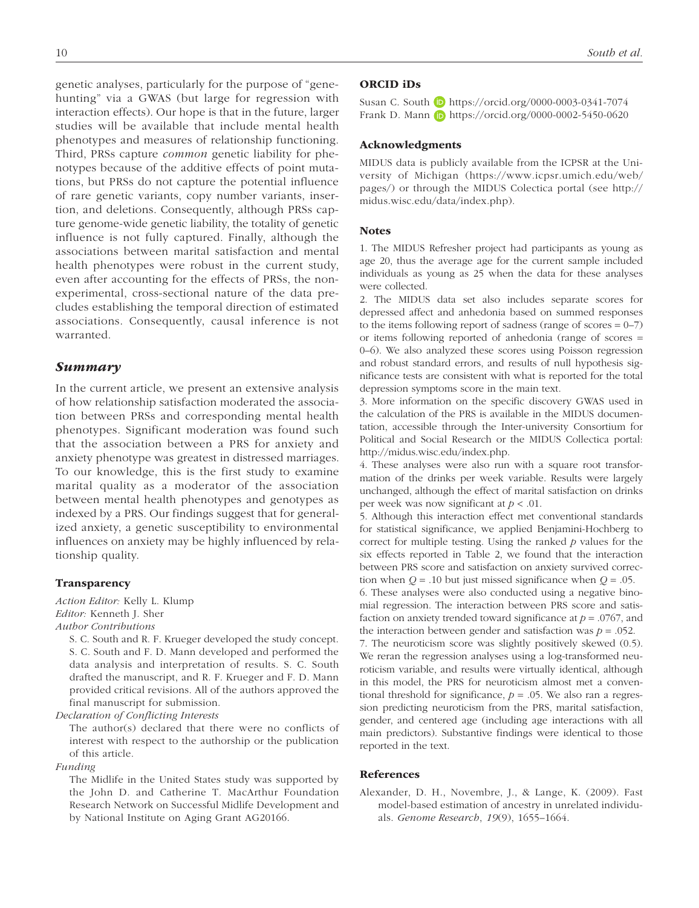genetic analyses, particularly for the purpose of "gene-hunting" via a GWAS (but large for regression with interaction effects). Our hope is that in the future, larger studies will be available that include mental health phenotypes and measures of relationship functioning. Third, PRSs capture *common* genetic liability for phenotypes because of the additive effects of point mutations, but PRSs do not capture the potential influence of rare genetic variants, copy number variants, insertion, and deletions. Consequently, although PRSs capture genome-wide genetic liability, the totality of genetic influence is not fully captured. Finally, although the associations between marital satisfaction and mental health phenotypes were robust in the current study, even after accounting for the effects of PRSs, the non-experimental, cross-sectional nature of the data precludes establishing the temporal direction of estimated associations. Consequently, causal inference is not warranted.

## *Summary*

In the current article, we present an extensive analysis of how relationship satisfaction moderated the association between PRSs and corresponding mental health phenotypes. Significant moderation was found such that the association between a PRS for anxiety and anxiety phenotype was greatest in distressed marriages. To our knowledge, this is the first study to examine marital quality as a moderator of the association between mental health phenotypes and genotypes as indexed by a PRS. Our findings suggest that for generalized anxiety, a genetic susceptibility to environmental influences on anxiety may be highly influenced by relationship quality.

### Transparency

*Action Editor:* Kelly L. Klump
*Editor:* Kenneth J. Sher
*Author Contributions*

S. C. South and R. F. Krueger developed the study concept. S. C. South and F. D. Mann developed and performed the data analysis and interpretation of results. S. C. South drafted the manuscript, and R. F. Krueger and F. D. Mann provided critical revisions. All of the authors approved the final manuscript for submission.

*Declaration of Conflicting Interests*

The author(s) declared that there were no conflicts of interest with respect to the authorship or the publication of this article.

*Funding*

The Midlife in the United States study was supported by the John D. and Catherine T. MacArthur Foundation Research Network on Successful Midlife Development and by National Institute on Aging Grant AG20166.

### ORCID iDs

Susan C. South https://orcid.org/0000-0003-0341-7074
Frank D. Mann https://orcid.org/0000-0002-5450-0620

### Acknowledgments

MIDUS data is publicly available from the ICPSR at the University of Michigan (https://www.icpsr.umich.edu/web/pages/) or through the MIDUS Colectica portal (see http://midus.wisc.edu/data/index.php).

### Notes

1. The MIDUS Refresher project had participants as young as age 20, thus the average age for the current sample included individuals as young as 25 when the data for these analyses were collected.
2. The MIDUS data set also includes separate scores for depressed affect and anhedonia based on summed responses to the items following report of sadness (range of scores = 0–7) or items following reported of anhedonia (range of scores = 0–6). We also analyzed these scores using Poisson regression and robust standard errors, and results of null hypothesis significance tests are consistent with what is reported for the total depression symptoms score in the main text.
3. More information on the specific discovery GWAS used in the calculation of the PRS is available in the MIDUS documentation, accessible through the Inter-university Consortium for Political and Social Research or the MIDUS Collectica portal: http://midus.wisc.edu/index.php.
4. These analyses were also run with a square root transformation of the drinks per week variable. Results were largely unchanged, although the effect of marital satisfaction on drinks per week was now significant at $p < .01$.
5. Although this interaction effect met conventional standards for statistical significance, we applied Benjamini-Hochberg to correct for multiple testing. Using the ranked $p$ values for the six effects reported in Table 2, we found that the interaction between PRS score and satisfaction on anxiety survived correction when $Q = .10$ but just missed significance when $Q = .05$.
6. These analyses were also conducted using a negative binomial regression. The interaction between PRS score and satisfaction on anxiety trended toward significance at $p = .0767$, and the interaction between gender and satisfaction was $p = .052$.
7. The neuroticism score was slightly positively skewed (0.5). We reran the regression analyses using a log-transformed neuroticism variable, and results were virtually identical, although in this model, the PRS for neuroticism almost met a conventional threshold for significance, $p = .05$. We also ran a regression predicting neuroticism from the PRS, marital satisfaction, gender, and centered age (including age interactions with all main predictors). Substantive findings were identical to those reported in the text.

### References

Alexander, D. H., Novembre, J., & Lange, K. (2009). Fast model-based estimation of ancestry in unrelated individuals. *Genome Research*, *19*(9), 1655–1664.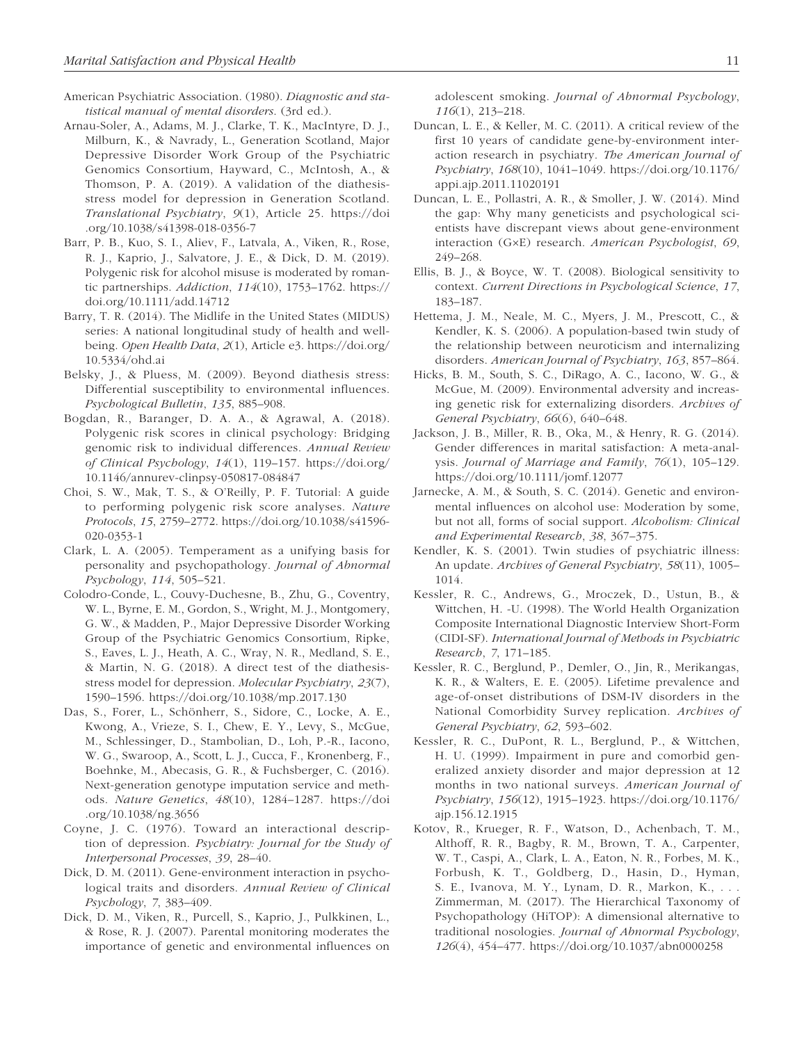American Psychiatric Association. (1980). *Diagnostic and statistical manual of mental disorders*. (3rd ed.).

Arnau-Soler, A., Adams, M. J., Clarke, T. K., MacIntyre, D. J., Milburn, K., & Navrady, L., Generation Scotland, Major Depressive Disorder Work Group of the Psychiatric Genomics Consortium, Hayward, C., McIntosh, A., & Thomson, P. A. (2019). A validation of the diathesis-stress model for depression in Generation Scotland. *Translational Psychiatry*, *9*(1), Article 25. https://doi.org/10.1038/s41398-018-0356-7

Barr, P. B., Kuo, S. I., Aliev, F., Latvala, A., Viken, R., Rose, R. J., Kaprio, J., Salvatore, J. E., & Dick, D. M. (2019). Polygenic risk for alcohol misuse is moderated by romantic partnerships. *Addiction*, *114*(10), 1753–1762. https://doi.org/10.1111/add.14712

Barry, T. R. (2014). The Midlife in the United States (MIDUS) series: A national longitudinal study of health and well-being. *Open Health Data*, *2*(1), Article e3. https://doi.org/10.5334/ohd.ai

Belsky, J., & Pluess, M. (2009). Beyond diathesis stress: Differential susceptibility to environmental influences. *Psychological Bulletin*, *135*, 885–908.

Bogdan, R., Baranger, D. A. A., & Agrawal, A. (2018). Polygenic risk scores in clinical psychology: Bridging genomic risk to individual differences. *Annual Review of Clinical Psychology*, *14*(1), 119–157. https://doi.org/10.1146/annurev-clinpsy-050817-084847

Choi, S. W., Mak, T. S., & O'Reilly, P. F. Tutorial: A guide to performing polygenic risk score analyses. *Nature Protocols*, *15*, 2759–2772. https://doi.org/10.1038/s41596-020-0353-1

Clark, L. A. (2005). Temperament as a unifying basis for personality and psychopathology. *Journal of Abnormal Psychology*, *114*, 505–521.

Colodro-Conde, L., Couvy-Duchesne, B., Zhu, G., Coventry, W. L., Byrne, E. M., Gordon, S., Wright, M. J., Montgomery, G. W., & Madden, P., Major Depressive Disorder Working Group of the Psychiatric Genomics Consortium, Ripke, S., Eaves, L. J., Heath, A. C., Wray, N. R., Medland, S. E., & Martin, N. G. (2018). A direct test of the diathesis-stress model for depression. *Molecular Psychiatry*, *23*(7), 1590–1596. https://doi.org/10.1038/mp.2017.130

Das, S., Forer, L., Schönherr, S., Sidore, C., Locke, A. E., Kwong, A., Vrieze, S. I., Chew, E. Y., Levy, S., McGue, M., Schlessinger, D., Stambolian, D., Loh, P.-R., Iacono, W. G., Swaroop, A., Scott, L. J., Cucca, F., Kronenberg, F., Boehnke, M., Abecasis, G. R., & Fuchsberger, C. (2016). Next-generation genotype imputation service and methods. *Nature Genetics*, *48*(10), 1284–1287. https://doi.org/10.1038/ng.3656

Coyne, J. C. (1976). Toward an interactional description of depression. *Psychiatry: Journal for the Study of Interpersonal Processes*, *39*, 28–40.

Dick, D. M. (2011). Gene-environment interaction in psychological traits and disorders. *Annual Review of Clinical Psychology*, *7*, 383–409.

Dick, D. M., Viken, R., Purcell, S., Kaprio, J., Pulkkinen, L., & Rose, R. J. (2007). Parental monitoring moderates the importance of genetic and environmental influences on adolescent smoking. *Journal of Abnormal Psychology*, *116*(1), 213–218.

Duncan, L. E., & Keller, M. C. (2011). A critical review of the first 10 years of candidate gene-by-environment interaction research in psychiatry. *The American Journal of Psychiatry*, *168*(10), 1041–1049. https://doi.org/10.1176/appi.ajp.2011.11020191

Duncan, L. E., Pollastri, A. R., & Smoller, J. W. (2014). Mind the gap: Why many geneticists and psychological scientists have discrepant views about gene-environment interaction (G×E) research. *American Psychologist*, *69*, 249–268.

Ellis, B. J., & Boyce, W. T. (2008). Biological sensitivity to context. *Current Directions in Psychological Science*, *17*, 183–187.

Hettema, J. M., Neale, M. C., Myers, J. M., Prescott, C., & Kendler, K. S. (2006). A population-based twin study of the relationship between neuroticism and internalizing disorders. *American Journal of Psychiatry*, *163*, 857–864.

Hicks, B. M., South, S. C., DiRago, A. C., Iacono, W. G., & McGue, M. (2009). Environmental adversity and increasing genetic risk for externalizing disorders. *Archives of General Psychiatry*, *66*(6), 640–648.

Jackson, J. B., Miller, R. B., Oka, M., & Henry, R. G. (2014). Gender differences in marital satisfaction: A meta-analysis. *Journal of Marriage and Family*, *76*(1), 105–129. https://doi.org/10.1111/jomf.12077

Jarnecke, A. M., & South, S. C. (2014). Genetic and environmental influences on alcohol use: Moderation by some, but not all, forms of social support. *Alcoholism: Clinical and Experimental Research*, *38*, 367–375.

Kendler, K. S. (2001). Twin studies of psychiatric illness: An update. *Archives of General Psychiatry*, *58*(11), 1005–1014.

Kessler, R. C., Andrews, G., Mroczek, D., Ustun, B., & Wittchen, H. -U. (1998). The World Health Organization Composite International Diagnostic Interview Short-Form (CIDI-SF). *International Journal of Methods in Psychiatric Research*, *7*, 171–185.

Kessler, R. C., Berglund, P., Demler, O., Jin, R., Merikangas, K. R., & Walters, E. E. (2005). Lifetime prevalence and age-of-onset distributions of DSM-IV disorders in the National Comorbidity Survey replication. *Archives of General Psychiatry*, *62*, 593–602.

Kessler, R. C., DuPont, R. L., Berglund, P., & Wittchen, H. U. (1999). Impairment in pure and comorbid generalized anxiety disorder and major depression at 12 months in two national surveys. *American Journal of Psychiatry*, *156*(12), 1915–1923. https://doi.org/10.1176/ajp.156.12.1915

Kotov, R., Krueger, R. F., Watson, D., Achenbach, T. M., Althoff, R. R., Bagby, R. M., Brown, T. A., Carpenter, W. T., Caspi, A., Clark, L. A., Eaton, N. R., Forbes, M. K., Forbush, K. T., Goldberg, D., Hasin, D., Hyman, S. E., Ivanova, M. Y., Lynam, D. R., Markon, K., . . . Zimmerman, M. (2017). The Hierarchical Taxonomy of Psychopathology (HiTOP): A dimensional alternative to traditional nosologies. *Journal of Abnormal Psychology*, *126*(4), 454–477. https://doi.org/10.1037/abn0000258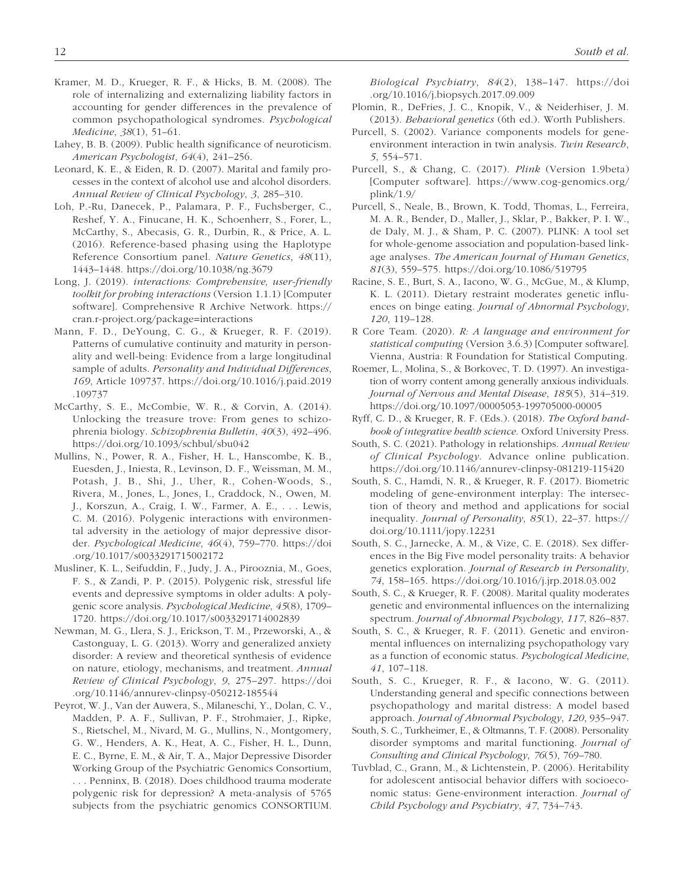Kramer, M. D., Krueger, R. F., & Hicks, B. M. (2008). The role of internalizing and externalizing liability factors in accounting for gender differences in the prevalence of common psychopathological syndromes. *Psychological Medicine*, *38*(1), 51–61.

Lahey, B. B. (2009). Public health significance of neuroticism. *American Psychologist*, *64*(4), 241–256.

Leonard, K. E., & Eiden, R. D. (2007). Marital and family processes in the context of alcohol use and alcohol disorders. *Annual Review of Clinical Psychology*, *3*, 285–310.

Loh, P.-Ru, Danecek, P., Palamara, P. F., Fuchsberger, C., Reshef, Y. A., Finucane, H. K., Schoenherr, S., Forer, L., McCarthy, S., Abecasis, G. R., Durbin, R., & Price, A. L. (2016). Reference-based phasing using the Haplotype Reference Consortium panel. *Nature Genetics*, *48*(11), 1443–1448. https://doi.org/10.1038/ng.3679

Long, J. (2019). *interactions: Comprehensive, user-friendly toolkit for probing interactions* (Version 1.1.1) [Computer software]. Comprehensive R Archive Network. https://cran.r-project.org/package=interactions

Mann, F. D., DeYoung, C. G., & Krueger, R. F. (2019). Patterns of cumulative continuity and maturity in personality and well-being: Evidence from a large longitudinal sample of adults. *Personality and Individual Differences*, *169*, Article 109737. https://doi.org/10.1016/j.paid.2019.109737

McCarthy, S. E., McCombie, W. R., & Corvin, A. (2014). Unlocking the treasure trove: From genes to schizophrenia biology. *Schizophrenia Bulletin*, *40*(3), 492–496. https://doi.org/10.1093/schbul/sbu042

Mullins, N., Power, R. A., Fisher, H. L., Hanscombe, K. B., Euesden, J., Iniesta, R., Levinson, D. F., Weissman, M. M., Potash, J. B., Shi, J., Uher, R., Cohen-Woods, S., Rivera, M., Jones, L., Jones, I., Craddock, N., Owen, M. J., Korszun, A., Craig, I. W., Farmer, A. E., . . . Lewis, C. M. (2016). Polygenic interactions with environmental adversity in the aetiology of major depressive disorder. *Psychological Medicine*, *46*(4), 759–770. https://doi.org/10.1017/s0033291715002172

Musliner, K. L., Seifuddin, F., Judy, J. A., Pirooznia, M., Goes, F. S., & Zandi, P. P. (2015). Polygenic risk, stressful life events and depressive symptoms in older adults: A polygenic score analysis. *Psychological Medicine*, *45*(8), 1709–1720. https://doi.org/10.1017/s0033291714002839

Newman, M. G., Llera, S. J., Erickson, T. M., Przeworski, A., & Castonguay, L. G. (2013). Worry and generalized anxiety disorder: A review and theoretical synthesis of evidence on nature, etiology, mechanisms, and treatment. *Annual Review of Clinical Psychology*, *9*, 275–297. https://doi.org/10.1146/annurev-clinpsy-050212-185544

Peyrot, W. J., Van der Auwera, S., Milaneschi, Y., Dolan, C. V., Madden, P. A. F., Sullivan, P. F., Strohmaier, J., Ripke, S., Rietschel, M., Nivard, M. G., Mullins, N., Montgomery, G. W., Henders, A. K., Heat, A. C., Fisher, H. L., Dunn, E. C., Byrne, E. M., & Air, T. A., Major Depressive Disorder Working Group of the Psychiatric Genomics Consortium, . . . Penninx, B. (2018). Does childhood trauma moderate polygenic risk for depression? A meta-analysis of 5765 subjects from the psychiatric genomics CONSORTIUM. *Biological Psychiatry*, *84*(2), 138–147. https://doi.org/10.1016/j.biopsych.2017.09.009

Plomin, R., DeFries, J. C., Knopik, V., & Neiderhiser, J. M. (2013). *Behavioral genetics* (6th ed.). Worth Publishers.

Purcell, S. (2002). Variance components models for gene-environment interaction in twin analysis. *Twin Research*, *5*, 554–571.

Purcell, S., & Chang, C. (2017). *Plink* (Version 1.9beta) [Computer software]. https://www.cog-genomics.org/plink/1.9/

Purcell, S., Neale, B., Brown, K. Todd, Thomas, L., Ferreira, M. A. R., Bender, D., Maller, J., Sklar, P., Bakker, P. I. W., de Daly, M. J., & Sham, P. C. (2007). PLINK: A tool set for whole-genome association and population-based linkage analyses. *The American Journal of Human Genetics*, *81*(3), 559–575. https://doi.org/10.1086/519795

Racine, S. E., Burt, S. A., Iacono, W. G., McGue, M., & Klump, K. L. (2011). Dietary restraint moderates genetic influences on binge eating. *Journal of Abnormal Psychology*, *120*, 119–128.

R Core Team. (2020). *R: A language and environment for statistical computing* (Version 3.6.3) [Computer software]. Vienna, Austria: R Foundation for Statistical Computing.

Roemer, L., Molina, S., & Borkovec, T. D. (1997). An investigation of worry content among generally anxious individuals. *Journal of Nervous and Mental Disease*, *185*(5), 314–319. https://doi.org/10.1097/00005053-199705000-00005

Ryff, C. D., & Krueger, R. F. (Eds.). (2018). *The Oxford handbook of integrative health science*. Oxford University Press.

South, S. C. (2021). Pathology in relationships. *Annual Review of Clinical Psychology*. Advance online publication. https://doi.org/10.1146/annurev-clinpsy-081219-115420

South, S. C., Hamdi, N. R., & Krueger, R. F. (2017). Biometric modeling of gene-environment interplay: The intersection of theory and method and applications for social inequality. *Journal of Personality*, *85*(1), 22–37. https://doi.org/10.1111/jopy.12231

South, S. C., Jarnecke, A. M., & Vize, C. E. (2018). Sex differences in the Big Five model personality traits: A behavior genetics exploration. *Journal of Research in Personality*, *74*, 158–165. https://doi.org/10.1016/j.jrp.2018.03.002

South, S. C., & Krueger, R. F. (2008). Marital quality moderates genetic and environmental influences on the internalizing spectrum. *Journal of Abnormal Psychology*, *117*, 826–837.

South, S. C., & Krueger, R. F. (2011). Genetic and environmental influences on internalizing psychopathology vary as a function of economic status. *Psychological Medicine*, *41*, 107–118.

South, S. C., Krueger, R. F., & Iacono, W. G. (2011). Understanding general and specific connections between psychopathology and marital distress: A model based approach. *Journal of Abnormal Psychology*, *120*, 935–947.

South, S. C., Turkheimer, E., & Oltmanns, T. F. (2008). Personality disorder symptoms and marital functioning. *Journal of Consulting and Clinical Psychology*, *76*(5), 769–780.

Tuvblad, C., Grann, M., & Lichtenstein, P. (2006). Heritability for adolescent antisocial behavior differs with socioeconomic status: Gene-environment interaction. *Journal of Child Psychology and Psychiatry*, *47*, 734–743.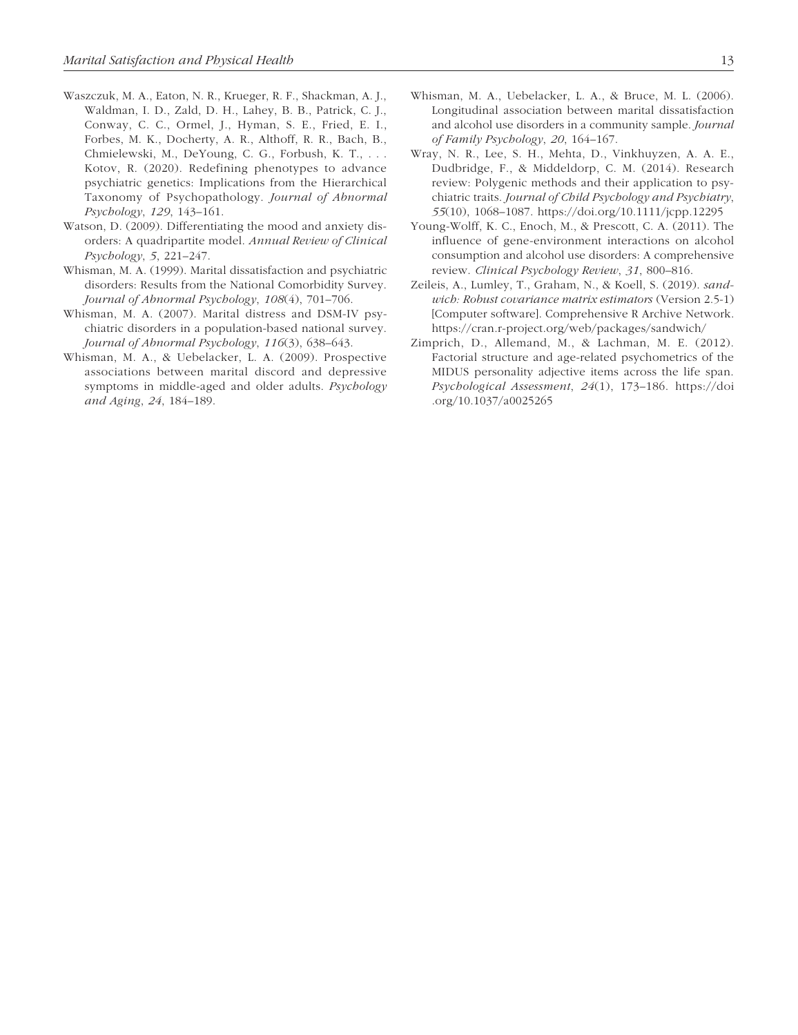Waszczuk, M. A., Eaton, N. R., Krueger, R. F., Shackman, A. J., Waldman, I. D., Zald, D. H., Lahey, B. B., Patrick, C. J., Conway, C. C., Ormel, J., Hyman, S. E., Fried, E. I., Forbes, M. K., Docherty, A. R., Althoff, R. R., Bach, B., Chmielewski, M., DeYoung, C. G., Forbush, K. T., . . . Kotov, R. (2020). Redefining phenotypes to advance psychiatric genetics: Implications from the Hierarchical Taxonomy of Psychopathology. *Journal of Abnormal Psychology*, *129*, 143–161.

Watson, D. (2009). Differentiating the mood and anxiety disorders: A quadripartite model. *Annual Review of Clinical Psychology*, *5*, 221–247.

Whisman, M. A. (1999). Marital dissatisfaction and psychiatric disorders: Results from the National Comorbidity Survey. *Journal of Abnormal Psychology*, *108*(4), 701–706.

Whisman, M. A. (2007). Marital distress and DSM-IV psychiatric disorders in a population-based national survey. *Journal of Abnormal Psychology*, *116*(3), 638–643.

Whisman, M. A., & Uebelacker, L. A. (2009). Prospective associations between marital discord and depressive symptoms in middle-aged and older adults. *Psychology and Aging*, *24*, 184–189.

Whisman, M. A., Uebelacker, L. A., & Bruce, M. L. (2006). Longitudinal association between marital dissatisfaction and alcohol use disorders in a community sample. *Journal of Family Psychology*, *20*, 164–167.

Wray, N. R., Lee, S. H., Mehta, D., Vinkhuyzen, A. A. E., Dudbridge, F., & Middeldorp, C. M. (2014). Research review: Polygenic methods and their application to psychiatric traits. *Journal of Child Psychology and Psychiatry*, *55*(10), 1068–1087. https://doi.org/10.1111/jcpp.12295

Young-Wolff, K. C., Enoch, M., & Prescott, C. A. (2011). The influence of gene-environment interactions on alcohol consumption and alcohol use disorders: A comprehensive review. *Clinical Psychology Review*, *31*, 800–816.

Zeileis, A., Lumley, T., Graham, N., & Koell, S. (2019). *sandwich: Robust covariance matrix estimators* (Version 2.5-1) [Computer software]. Comprehensive R Archive Network. https://cran.r-project.org/web/packages/sandwich/

Zimprich, D., Allemand, M., & Lachman, M. E. (2012). Factorial structure and age-related psychometrics of the MIDUS personality adjective items across the life span. *Psychological Assessment*, *24*(1), 173–186. https://doi.org/10.1037/a0025265